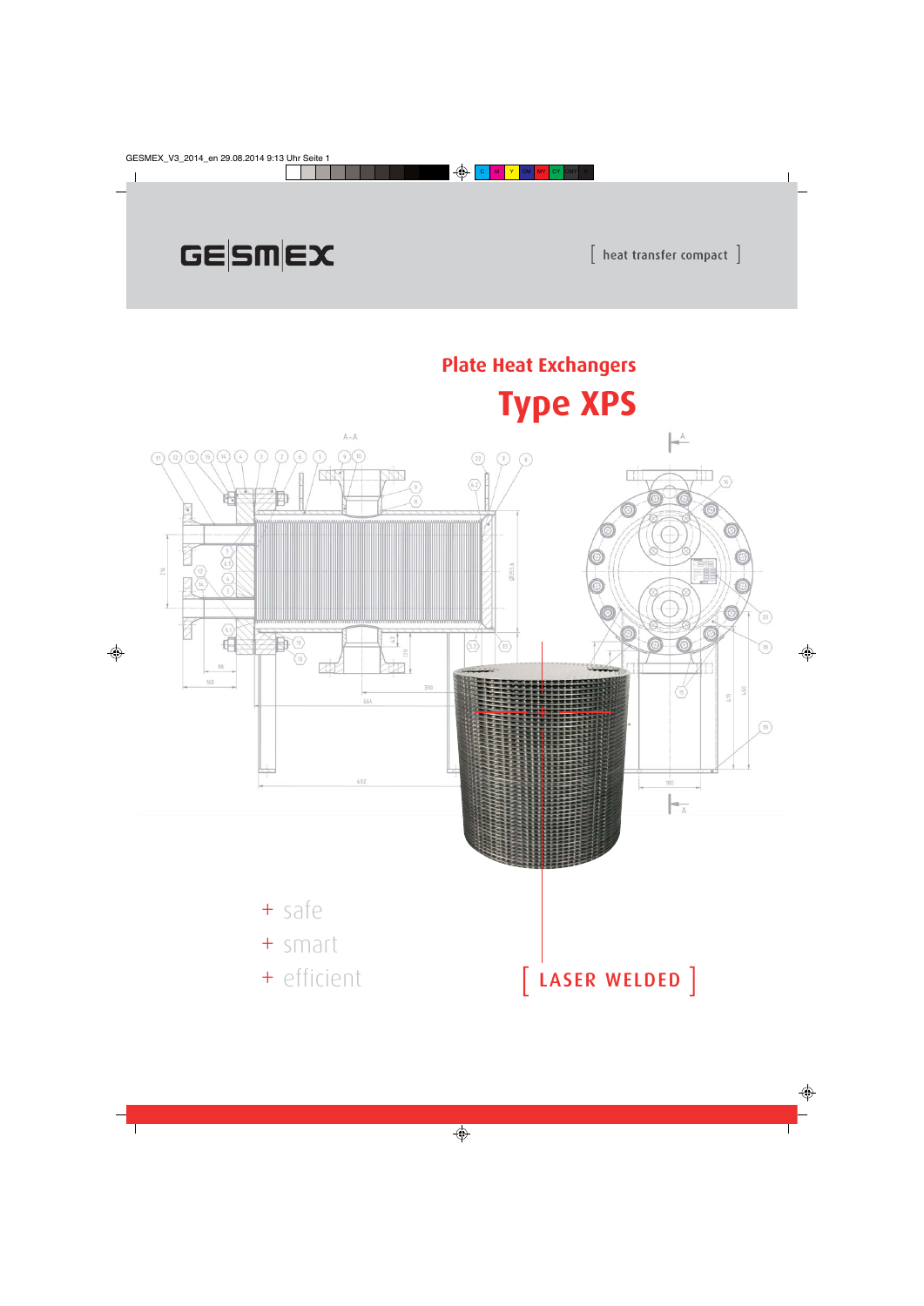GESMEX

[ heat transfer compact ]

## Plate Heat Exchangers

# Type XPS

+ safe
+ smart
+ efficient

[ LASER WELDED ]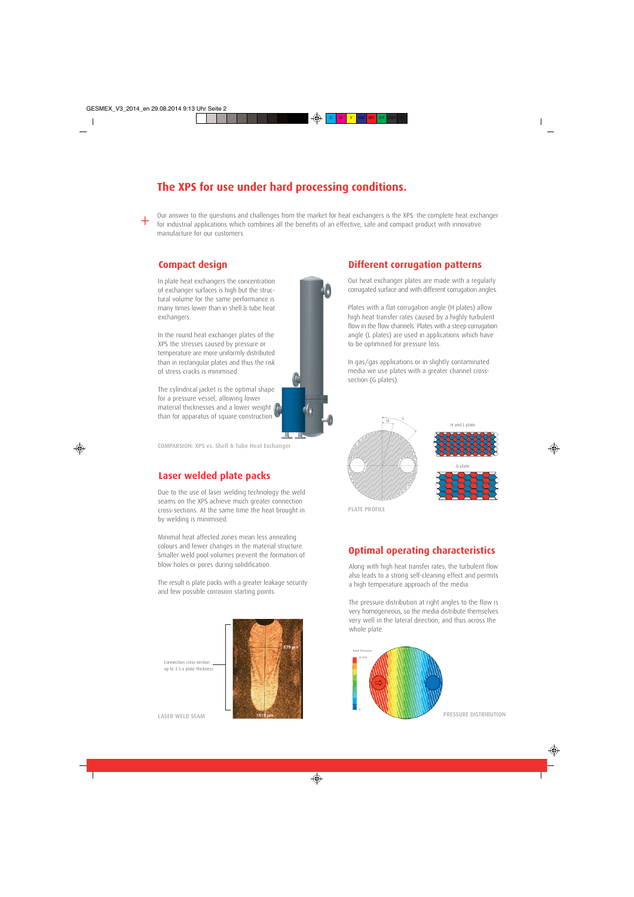# The XPS for use under hard processing conditions.

Our answer to the questions and challenges from the market for heat exchangers is the XPS: the complete heat exchanger for industrial applications which combines all the benefits of an effective, safe and compact product with innovative manufacture for our customers.

## Compact design

In plate heat exchangers the concentration of exchanger surfaces is high but the structural volume for the same performance is many times lower than in shell & tube heat exchangers.

In the round heat exchanger plates of the XPS the stresses caused by pressure or temperature are more uniformly distributed than in rectangular plates and thus the risk of stress cracks is minimised.

The cylindrical jacket is the optimal shape for a pressure vessel, allowing lower material thicknesses and a lower weight than for apparatus of square construction.

COMPARSION: XPS vs. Shell & Tube Heat Exchanger

## Laser welded plate packs

Due to the use of laser welding technology the weld seams on the XPS achieve much greater connection cross-sections. At the same time the heat brought in by welding is minimised.

Minimal heat affected zones mean less annealing colours and fewer changes in the material structure. Smaller weld pool volumes prevent the formation of blow holes or pores during solidification.

The result is plate packs with a greater leakage security and few possible corrosion starting points.

Connection cross-section up to 3.5 x plate thickness

LASER WELD SEAM

## Different corrugation patterns

Our heat exchanger plates are made with a regularly corrugated surface and with different corrugation angles.

Plates with a flat corrugation angle (H plates) allow high heat transfer rates caused by a highly turbulent flow in the flow channels. Plates with a steep corrugation angle (L plates) are used in applications which have to be optimised for pressure loss.

In gas/gas applications or in slightly contaminated media we use plates with a greater channel cross-section (G plates).

H and L plate

G plate

PLATE PROFILE

## Optimal operating characteristics

Along with high heat transfer rates, the turbulent flow also leads to a strong self-cleaning effect and permits a high temperature approach of the media.

The pressure distribution at right angles to the flow is very homogeneous, so the media distribute themselves very well in the lateral direction, and thus across the whole plate.

PRESSURE DISTRIBUTION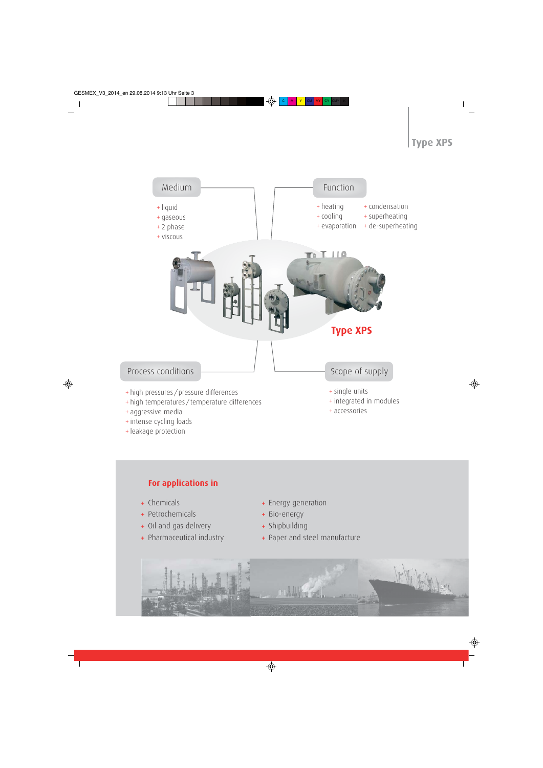# Type XPS

## Medium

+ liquid
+ gaseous
+ 2 phase
+ viscous

## Function

+ heating
+ cooling
+ evaporation
+ condensation
+ superheating
+ de-superheating

**Type XPS**

## Process conditions

+ high pressures / pressure differences
+ high temperatures / temperature differences
+ aggressive media
+ intense cycling loads
+ leakage protection

## Scope of supply

+ single units
+ integrated in modules
+ accessories

## For applications in

+ Chemicals
+ Petrochemicals
+ Oil and gas delivery
+ Pharmaceutical industry
+ Energy generation
+ Bio-energy
+ Shipbuilding
+ Paper and steel manufacture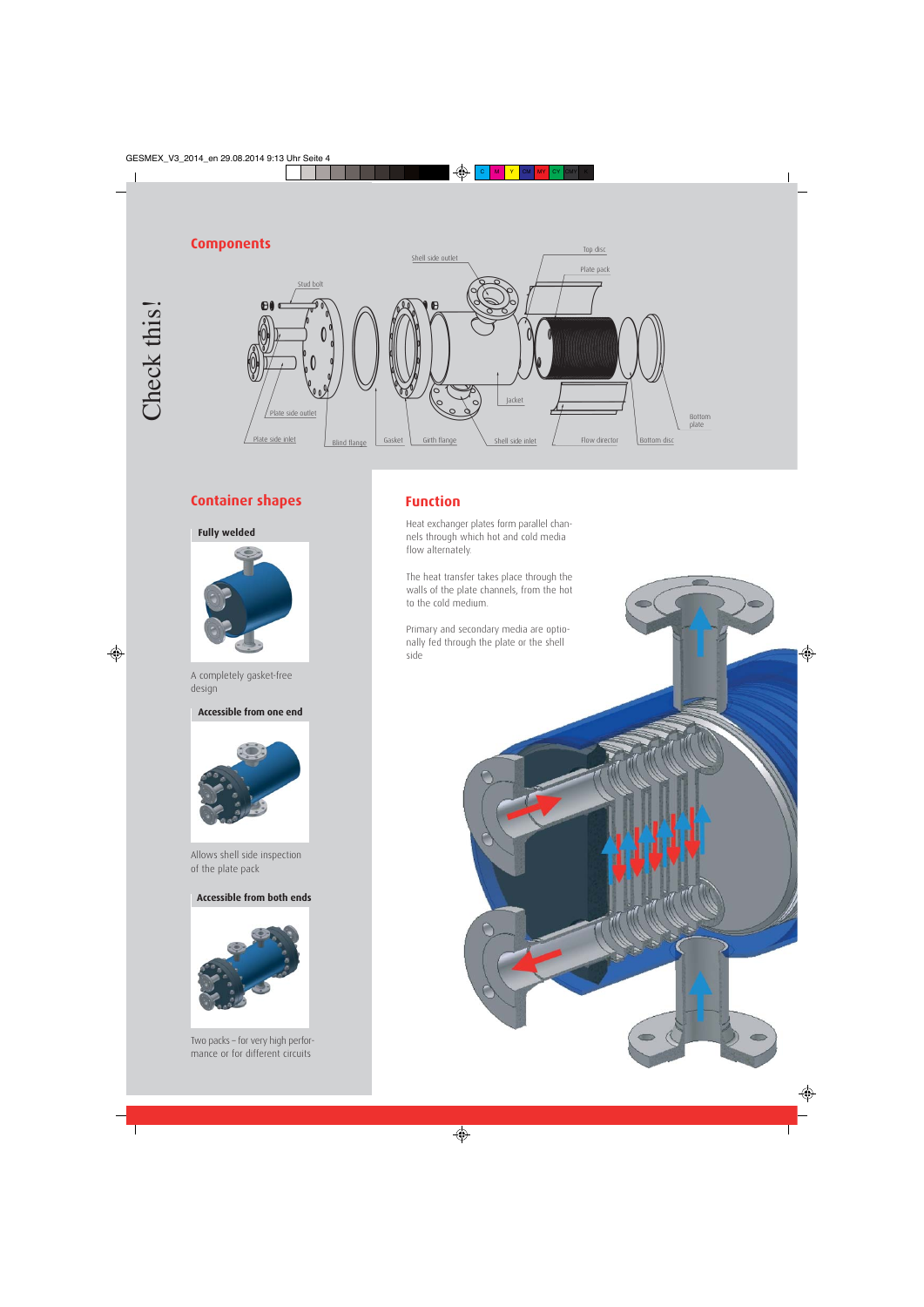Check this!

## Components

Stud bolt

Shell side outlet

Top disc

Plate pack

Plate side outlet

Plate side inlet

Blind flange

Gasket

Girth flange

Shell side inlet

Jacket

Flow director

Bottom disc

Bottom plate

## Container shapes

**Fully welded**

A completely gasket-free design

**Accessible from one end**

Allows shell side inspection of the plate pack

**Accessible from both ends**

Two packs – for very high performance or for different circuits

## Function

Heat exchanger plates form parallel channels through which hot and cold media flow alternately.

The heat transfer takes place through the walls of the plate channels, from the hot to the cold medium.

Primary and secondary media are optionally fed through the plate or the shell side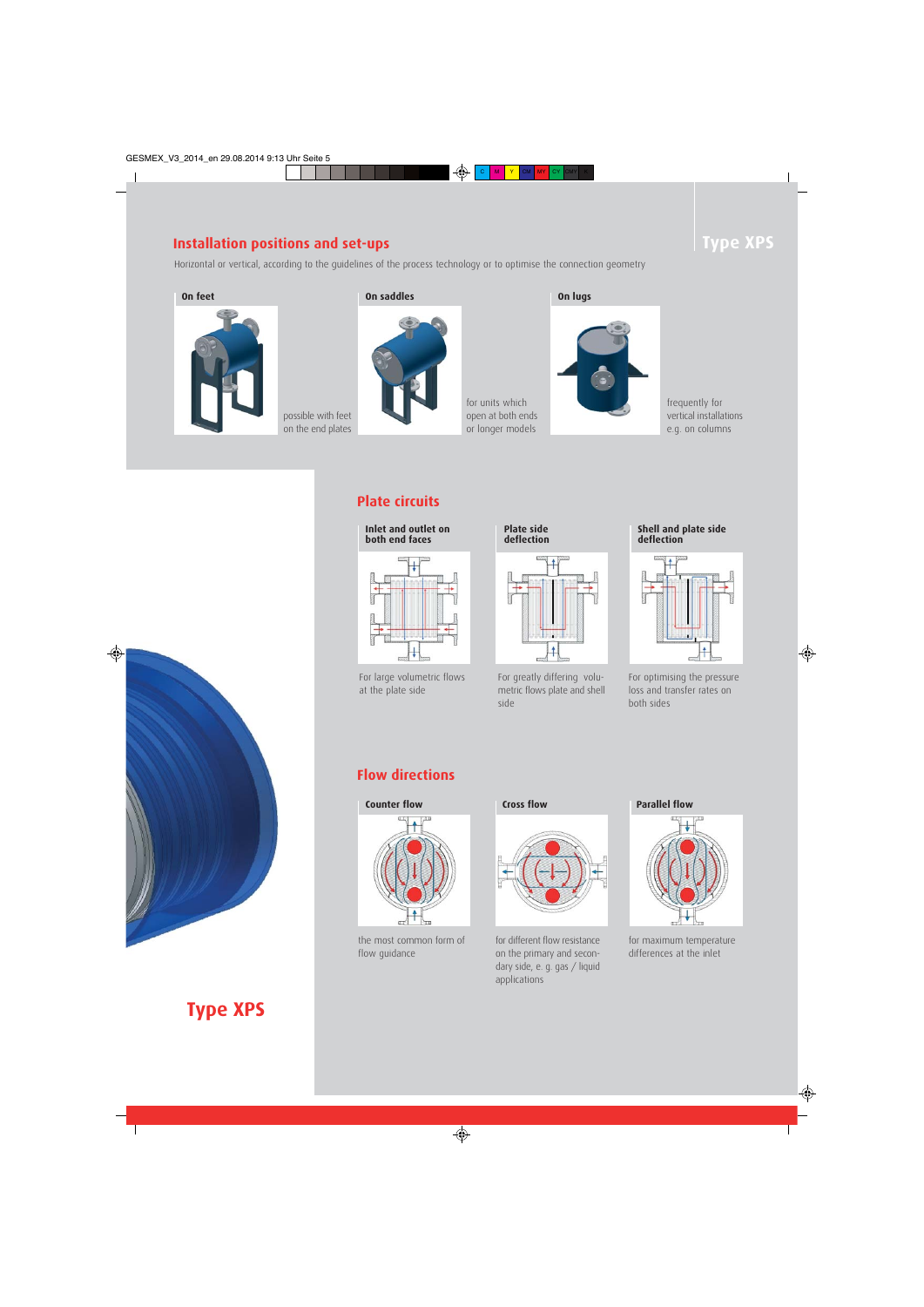# Type XPS

## Installation positions and set-ups

Horizontal or vertical, according to the guidelines of the process technology or to optimise the connection geometry

**On feet**

possible with feet on the end plates

**On saddles**

for units which open at both ends or longer models

**On lugs**

frequently for vertical installations e.g. on columns

## Plate circuits

**Inlet and outlet on both end faces**

For large volumetric flows at the plate side

**Plate side deflection**

For greatly differing volumetric flows plate and shell side

**Shell and plate side deflection**

For optimising the pressure loss and transfer rates on both sides

## Flow directions

**Counter flow**

the most common form of flow guidance

**Cross flow**

for different flow resistance on the primary and secondary side, e. g. gas / liquid applications

**Parallel flow**

for maximum temperature differences at the inlet

# Type XPS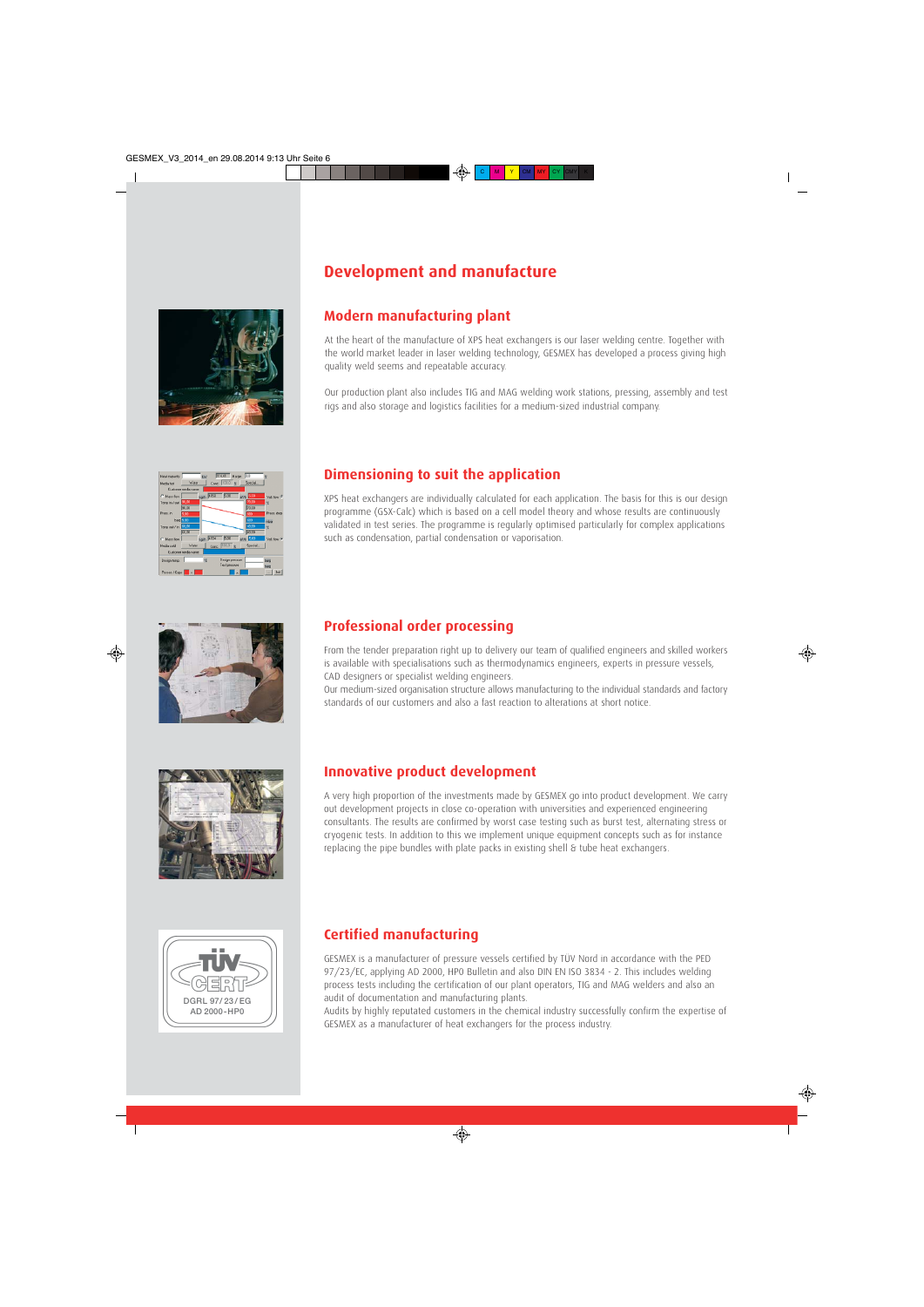# Development and manufacture

## Modern manufacturing plant

At the heart of the manufacture of XPS heat exchangers is our laser welding centre. Together with the world market leader in laser welding technology, GESMEX has developed a process giving high quality weld seems and repeatable accuracy.

Our production plant also includes TIG and MAG welding work stations, pressing, assembly and test rigs and also storage and logistics facilities for a medium-sized industrial company.

## Dimensioning to suit the application

XPS heat exchangers are individually calculated for each application. The basis for this is our design programme (GSX-Calc) which is based on a cell model theory and whose results are continuously validated in test series. The programme is regularly optimised particularly for complex applications such as condensation, partial condensation or vaporisation.

## Professional order processing

From the tender preparation right up to delivery our team of qualified engineers and skilled workers is available with specialisations such as thermodynamics engineers, experts in pressure vessels, CAD designers or specialist welding engineers.
Our medium-sized organisation structure allows manufacturing to the individual standards and factory standards of our customers and also a fast reaction to alterations at short notice.

## Innovative product development

A very high proportion of the investments made by GESMEX go into product development. We carry out development projects in close co-operation with universities and experienced engineering consultants. The results are confirmed by worst case testing such as burst test, alternating stress or cryogenic tests. In addition to this we implement unique equipment concepts such as for instance replacing the pipe bundles with plate packs in existing shell & tube heat exchangers.

## Certified manufacturing

GESMEX is a manufacturer of pressure vessels certified by TÜV Nord in accordance with the PED 97/23/EC, applying AD 2000, HP0 Bulletin and also DIN EN ISO 3834 - 2. This includes welding process tests including the certification of our plant operators, TIG and MAG welders and also an audit of documentation and manufacturing plants.
Audits by highly reputated customers in the chemical industry successfully confirm the expertise of GESMEX as a manufacturer of heat exchangers for the process industry.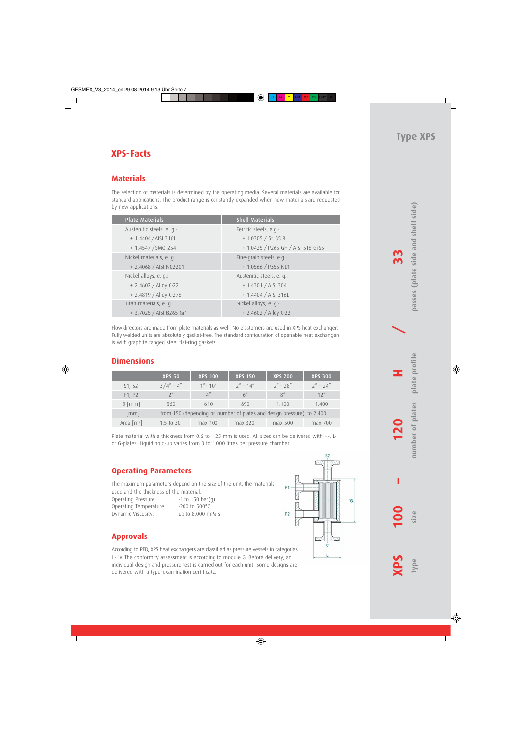## Type XPS

# XPS-Facts

## Materials

The selection of materials is determined by the operating media. Several materials are available for standard applications. The product range is constantly expanded when new materials are requested by new applications.

| Plate Materials | Shell Materials |
|---|---|
| Austenitic steels, e. g.: | Ferritic steels, e.g.: |
| + 1.4404 / AISI 316L | + 1.0305 / St. 35.8 |
| + 1.4547 / SMO 254 | + 1.0425 / P265 GH / AISI 516 Gr65 |
| Nickel materials, e. g.: | Fine-grain steels, e.g.: |
| + 2.4068 / AISI N02201 | + 1.0566 / P355 NL1 |
| Nickel alloys, e. g.: | Austenitic steels, e. g.: |
| + 2.4602 / Alloy C-22 | + 1.4301 / AISI 304 |
| + 2.4819 / Alloy C-276 | + 1.4404 / AISI 316L |
| Titan materials, e. g.: | Nickel alloys, e. g.: |
| + 3.7025 / AISI B265 Gr1 | + 2.4602 / Alloy C-22 |

Flow directors are made from plate materials as well. No elastomers are used in XPS heat exchangers. Fully welded units are absolutely gasket-free. The standard configuration of openable heat exchangers is with graphite tanged steel flat-ring gaskets.

## Dimensions

| | XPS 50 | XPS 100 | XPS 150 | XPS 200 | XPS 300 |
|---|---|---|---|---|---|
| S1, S2 | 3/4" – 4" | 1"- 10" | 2" – 14" | 2" – 28" | 2" – 24" |
| P1, P2 | 2" | 4" | 6" | 8" | 12" |
| Ø [mm] | 360 | 610 | 890 | 1.100 | 1.400 |
| L [mm] | from 150 (depending on number of plates and design pressure) to 2.400 | | | | |
| Area [m²] | 1.5 to 30 | max 100 | max 320 | max 500 | max 700 |

Plate material with a thickness from 0.6 to 1.25 mm is used. All sizes can be delivered with H-, L- or G-plates. Liquid hold-up varies from 3 to 1,000 litres per pressure chamber.

## Operating Parameters

The maximum parameters depend on the size of the unit, the materials used and the thickness of the material.

Operating Pressure: -1 to 150 bar(g)
Operating Temperature: -200 to 500°C
Dynamic Viscosity: up to 8.000 mPa s

S2, P1, P2, Ø, S1, L

## Approvals

According to PED, XPS heat exchangers are classified as pressure vessels in categories I - IV. The conformity assessment is according to module G. Before delivery, an individual design and pressure test is carried out for each unit. Some designs are delivered with a type-examination certificate.

**XPS** type – **100** size – **120** number of plates – **H** plate profile / **33** passes (plate side and shell side)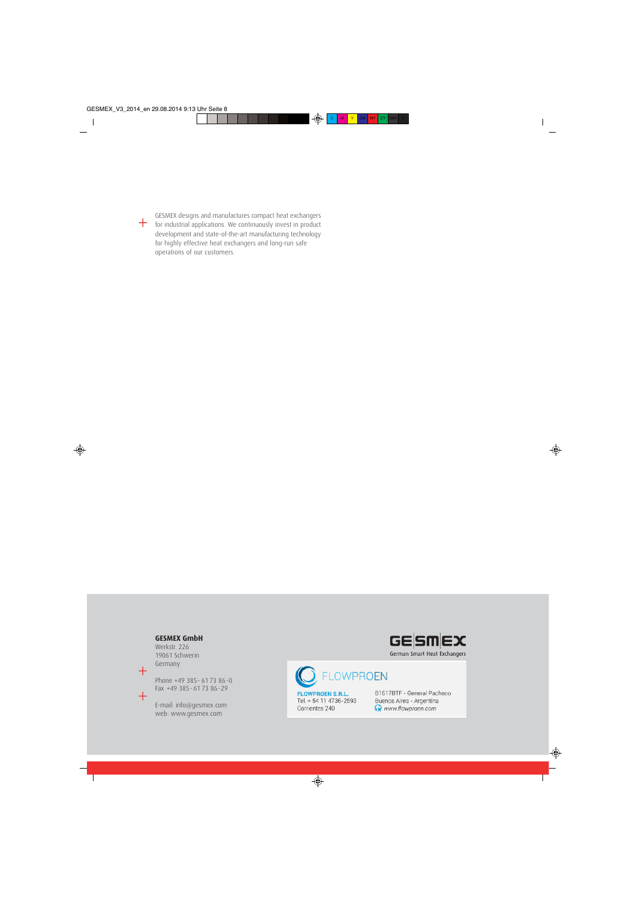GESMEX designs and manufactures compact heat exchangers for industrial applications. We continuously invest in product development and state-of-the-art manufacturing technology for highly effective heat exchangers and long-run safe operations of our customers.

**GESMEX GmbH**
Werkstr. 226
19061 Schwerin
Germany

Phone +49 385 - 61 73 86 - 0
Fax +49 385 - 61 73 86 - 29

E-mail: info@gesmex.com
web: www.gesmex.com

GESMEX
German Smart Heat Exchangers

FLOWPROEN

**FLOWPROEN S.R.L.**
Tel. + 54 11 4736-2593
Corrientes 240

B1617BTF - General Pacheco
Buenos Aires - Argentina
www.flowproen.com